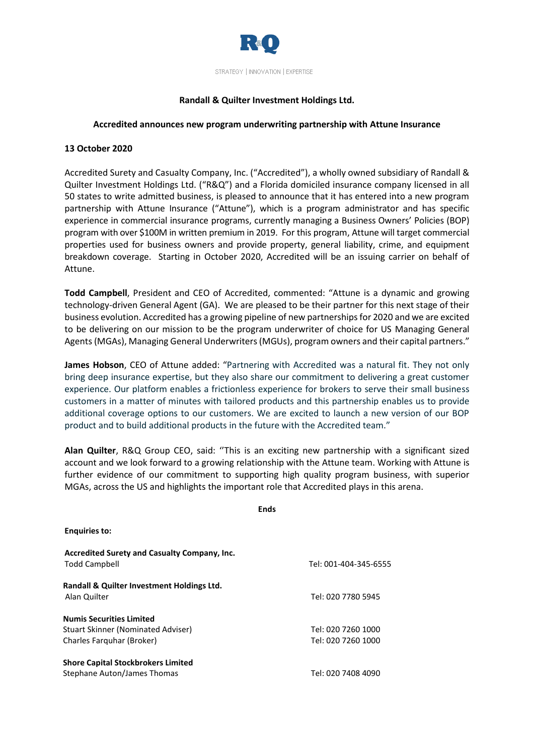R&Q

STRATEGY | INNOVATION | EXPERTISE

**Randall & Quilter Investment Holdings Ltd.**

**Accredited announces new program underwriting partnership with Attune Insurance**

**13 October 2020**

Accredited Surety and Casualty Company, Inc. ("Accredited"), a wholly owned subsidiary of Randall & Quilter Investment Holdings Ltd. ("R&Q") and a Florida domiciled insurance company licensed in all 50 states to write admitted business, is pleased to announce that it has entered into a new program partnership with Attune Insurance ("Attune"), which is a program administrator and has specific experience in commercial insurance programs, currently managing a Business Owners' Policies (BOP) program with over $100M in written premium in 2019. For this program, Attune will target commercial properties used for business owners and provide property, general liability, crime, and equipment breakdown coverage. Starting in October 2020, Accredited will be an issuing carrier on behalf of Attune.

**Todd Campbell**, President and CEO of Accredited, commented: "Attune is a dynamic and growing technology-driven General Agent (GA). We are pleased to be their partner for this next stage of their business evolution. Accredited has a growing pipeline of new partnerships for 2020 and we are excited to be delivering on our mission to be the program underwriter of choice for US Managing General Agents (MGAs), Managing General Underwriters (MGUs), program owners and their capital partners."

**James Hobson**, CEO of Attune added: "Partnering with Accredited was a natural fit. They not only bring deep insurance expertise, but they also share our commitment to delivering a great customer experience. Our platform enables a frictionless experience for brokers to serve their small business customers in a matter of minutes with tailored products and this partnership enables us to provide additional coverage options to our customers. We are excited to launch a new version of our BOP product and to build additional products in the future with the Accredited team."

**Alan Quilter**, R&Q Group CEO, said: "This is an exciting new partnership with a significant sized account and we look forward to a growing relationship with the Attune team. Working with Attune is further evidence of our commitment to supporting high quality program business, with superior MGAs, across the US and highlights the important role that Accredited plays in this arena.

**Ends**

**Enquiries to:**

| | |
|---|---|
| **Accredited Surety and Casualty Company, Inc.** | |
| Todd Campbell | Tel: 001-404-345-6555 |
| **Randall & Quilter Investment Holdings Ltd.** | |
| Alan Quilter | Tel: 020 7780 5945 |
| **Numis Securities Limited** | |
| Stuart Skinner (Nominated Adviser) | Tel: 020 7260 1000 |
| Charles Farquhar (Broker) | Tel: 020 7260 1000 |
| **Shore Capital Stockbrokers Limited** | |
| Stephane Auton/James Thomas | Tel: 020 7408 4090 |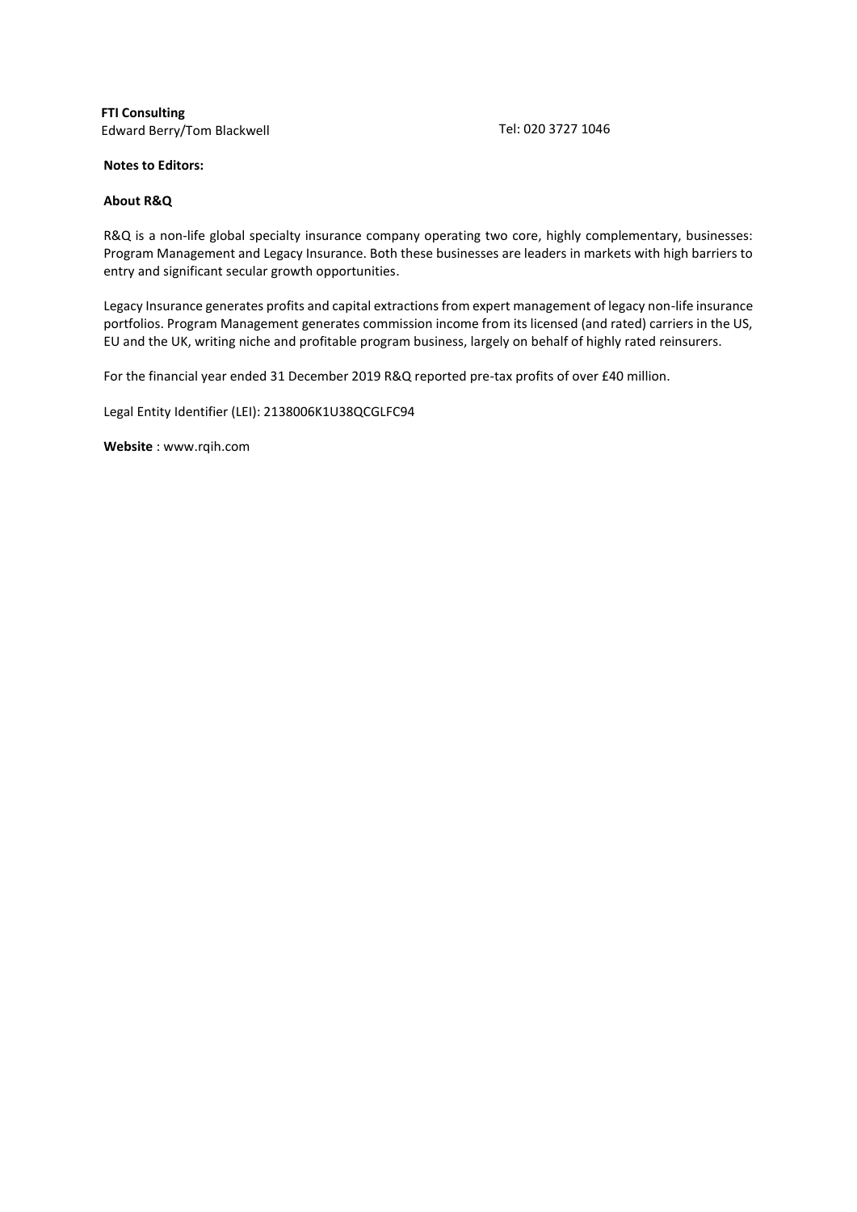**FTI Consulting**
Edward Berry/Tom Blackwell Tel: 020 3727 1046

**Notes to Editors:**

**About R&Q**

R&Q is a non-life global specialty insurance company operating two core, highly complementary, businesses: Program Management and Legacy Insurance. Both these businesses are leaders in markets with high barriers to entry and significant secular growth opportunities.

Legacy Insurance generates profits and capital extractions from expert management of legacy non-life insurance portfolios. Program Management generates commission income from its licensed (and rated) carriers in the US, EU and the UK, writing niche and profitable program business, largely on behalf of highly rated reinsurers.

For the financial year ended 31 December 2019 R&Q reported pre-tax profits of over £40 million.

Legal Entity Identifier (LEI): 2138006K1U38QCGLFC94

**Website** : www.rqih.com